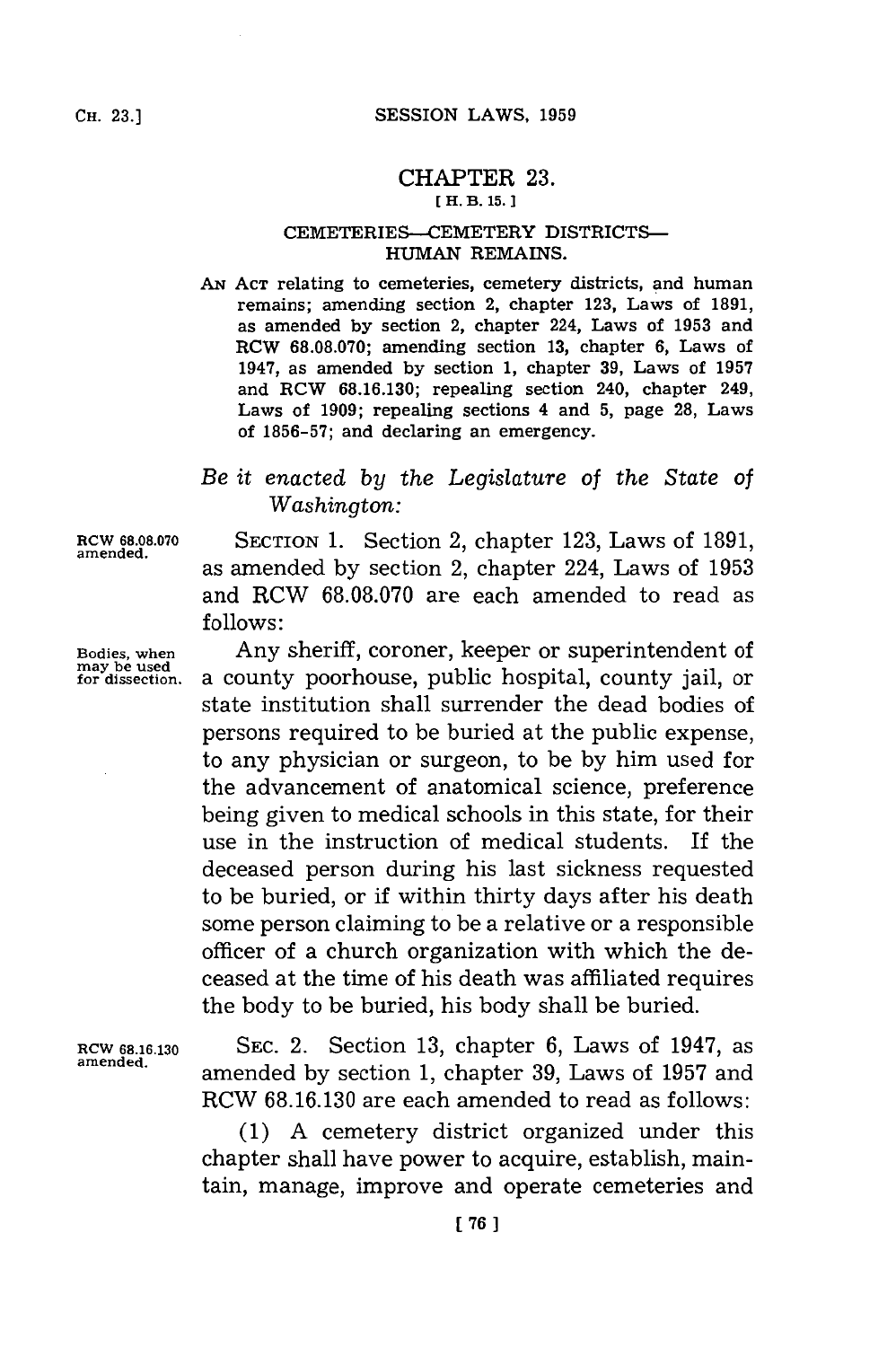# CHAPTER 23.

[ H. B. 15. ]

## CEMETERIES—CEMETERY DISTRICTS—HUMAN REMAINS.

AN ACT relating to cemeteries, cemetery districts, and human remains; amending section 2, chapter 123, Laws of 1891, as amended by section 2, chapter 224, Laws of 1953 and RCW 68.08.070; amending section 13, chapter 6, Laws of 1947, as amended by section 1, chapter 39, Laws of 1957 and RCW 68.16.130; repealing section 240, chapter 249, Laws of 1909; repealing sections 4 and 5, page 28, Laws of 1856-57; and declaring an emergency.

*Be it enacted by the Legislature of the State of Washington:*

RCW 68.08.070 amended.

SECTION 1. Section 2, chapter 123, Laws of 1891, as amended by section 2, chapter 224, Laws of 1953 and RCW 68.08.070 are each amended to read as follows:

Bodies, when may be used for dissection.

Any sheriff, coroner, keeper or superintendent of a county poorhouse, public hospital, county jail, or state institution shall surrender the dead bodies of persons required to be buried at the public expense, to any physician or surgeon, to be by him used for the advancement of anatomical science, preference being given to medical schools in this state, for their use in the instruction of medical students. If the deceased person during his last sickness requested to be buried, or if within thirty days after his death some person claiming to be a relative or a responsible officer of a church organization with which the deceased at the time of his death was affiliated requires the body to be buried, his body shall be buried.

RCW 68.16.130 amended.

SEC. 2. Section 13, chapter 6, Laws of 1947, as amended by section 1, chapter 39, Laws of 1957 and RCW 68.16.130 are each amended to read as follows:

(1) A cemetery district organized under this chapter shall have power to acquire, establish, maintain, manage, improve and operate cemeteries and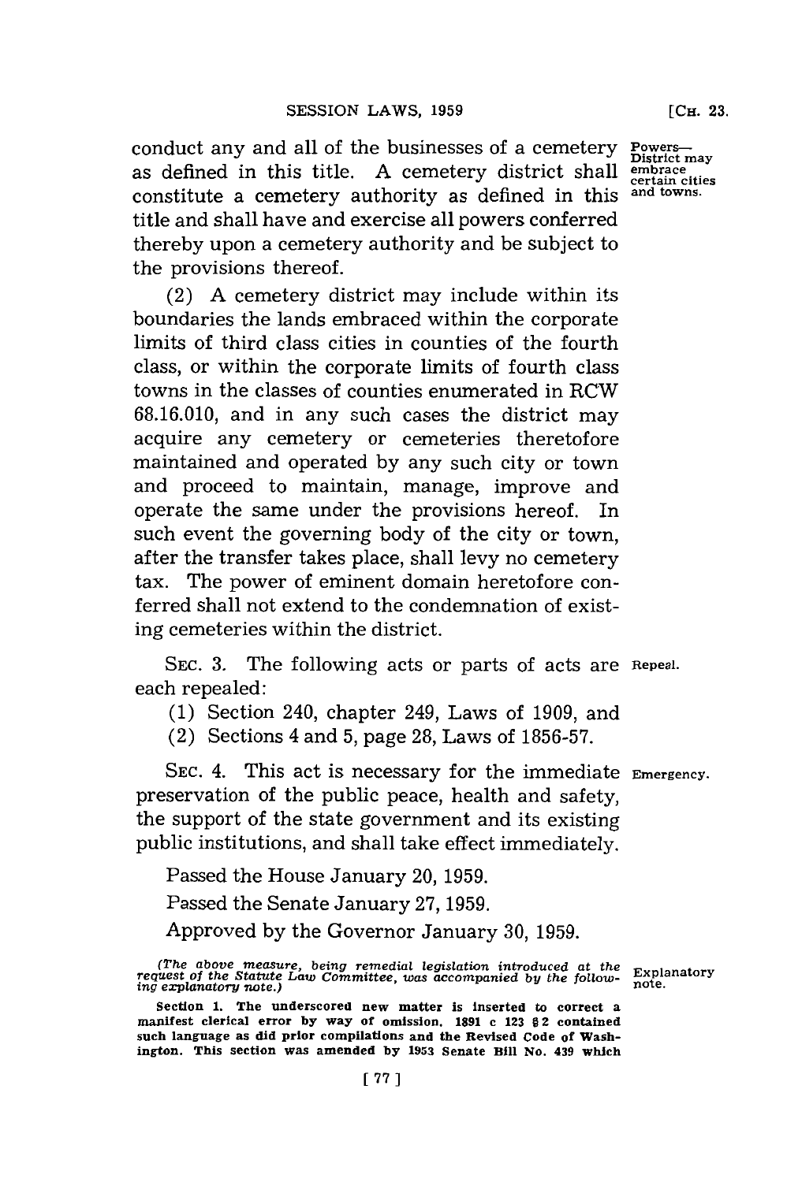conduct any and all of the businesses of a cemetery as defined in this title. A cemetery district shall constitute a cemetery authority as defined in this title and shall have and exercise all powers conferred thereby upon a cemetery authority and be subject to the provisions thereof.

Powers—District may embrace certain cities and towns.

(2) A cemetery district may include within its boundaries the lands embraced within the corporate limits of third class cities in counties of the fourth class, or within the corporate limits of fourth class towns in the classes of counties enumerated in RCW 68.16.010, and in any such cases the district may acquire any cemetery or cemeteries theretofore maintained and operated by any such city or town and proceed to maintain, manage, improve and operate the same under the provisions hereof. In such event the governing body of the city or town, after the transfer takes place, shall levy no cemetery tax. The power of eminent domain heretofore conferred shall not extend to the condemnation of existing cemeteries within the district.

SEC. 3. The following acts or parts of acts are each repealed:

Repeal.

(1) Section 240, chapter 249, Laws of 1909, and

(2) Sections 4 and 5, page 28, Laws of 1856-57.

SEC. 4. This act is necessary for the immediate preservation of the public peace, health and safety, the support of the state government and its existing public institutions, and shall take effect immediately.

Emergency.

Passed the House January 20, 1959.

Passed the Senate January 27, 1959.

Approved by the Governor January 30, 1959.

*(The above measure, being remedial legislation introduced at the request of the Statute Law Committee, was accompanied by the following explanatory note.)*

Explanatory note.

**Section 1. The underscored new matter is inserted to correct a manifest clerical error by way of omission. 1891 c 123 § 2 contained such language as did prior compilations and the Revised Code of Washington. This section was amended by 1953 Senate Bill No. 439 which**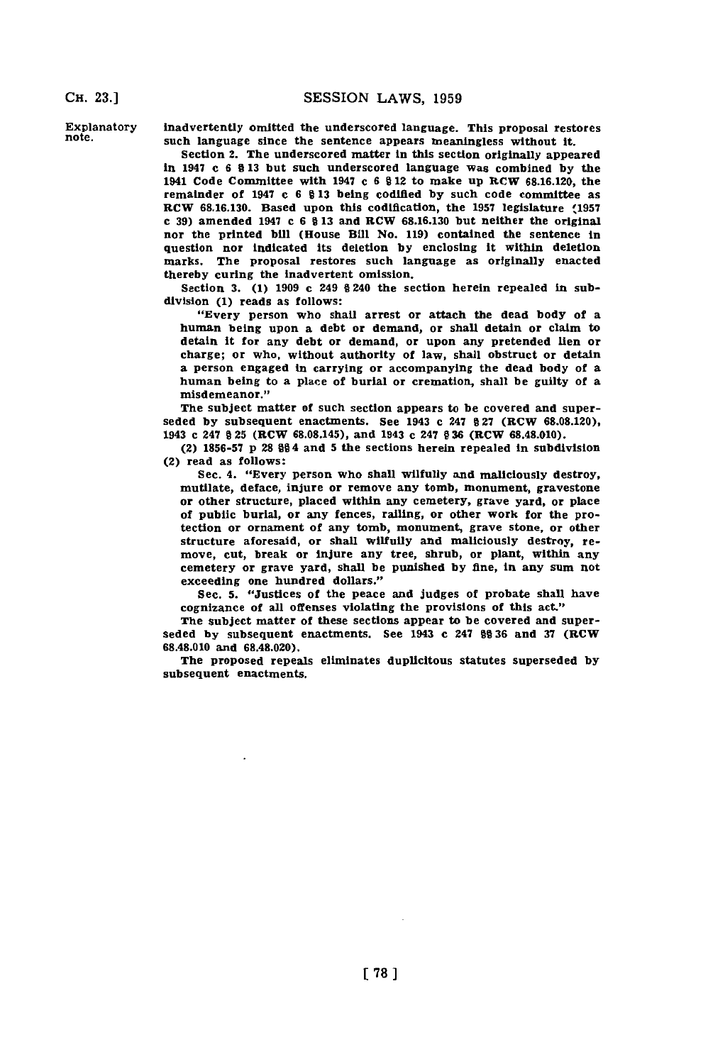Explanatory note.

inadvertently omitted the underscored language. This proposal restores such language since the sentence appears meaningless without it.

Section 2. The underscored matter in this section originally appeared in 1947 c 6 § 13 but such underscored language was combined by the 1941 Code Committee with 1947 c 6 § 12 to make up RCW 68.16.120, the remainder of 1947 c 6 § 13 being codified by such code committee as RCW 68.16.130. Based upon this codification, the 1957 legislature (1957 c 39) amended 1947 c 6 § 13 and RCW 68.16.130 but neither the original nor the printed bill (House Bill No. 119) contained the sentence in question nor indicated its deletion by enclosing it within deletion marks. The proposal restores such language as originally enacted thereby curing the inadvertent omission.

Section 3. (1) 1909 c 249 § 240 the section herein repealed in subdivision (1) reads as follows:

"Every person who shall arrest or attach the dead body of a human being upon a debt or demand, or shall detain or claim to detain it for any debt or demand, or upon any pretended lien or charge; or who, without authority of law, shall obstruct or detain a person engaged in carrying or accompanying the dead body of a human being to a place of burial or cremation, shall be guilty of a misdemeanor."

The subject matter of such section appears to be covered and superseded by subsequent enactments. See 1943 c 247 § 27 (RCW 68.08.120), 1943 c 247 § 25 (RCW 68.08.145), and 1943 c 247 § 36 (RCW 68.48.010).

(2) 1856-57 p 28 §§ 4 and 5 the sections herein repealed in subdivision (2) read as follows:

Sec. 4. "Every person who shall wilfully and maliciously destroy, mutilate, deface, injure or remove any tomb, monument, gravestone or other structure, placed within any cemetery, grave yard, or place of public burial, or any fences, railing, or other work for the protection or ornament of any tomb, monument, grave stone, or other structure aforesaid, or shall wilfully and maliciously destroy, remove, cut, break or injure any tree, shrub, or plant, within any cemetery or grave yard, shall be punished by fine, in any sum not exceeding one hundred dollars."

Sec. 5. "Justices of the peace and judges of probate shall have cognizance of all offenses violating the provisions of this act."

The subject matter of these sections appear to be covered and superseded by subsequent enactments. See 1943 c 247 §§ 36 and 37 (RCW 68.48.010 and 68.48.020).

The proposed repeals eliminates duplicitous statutes superseded by subsequent enactments.